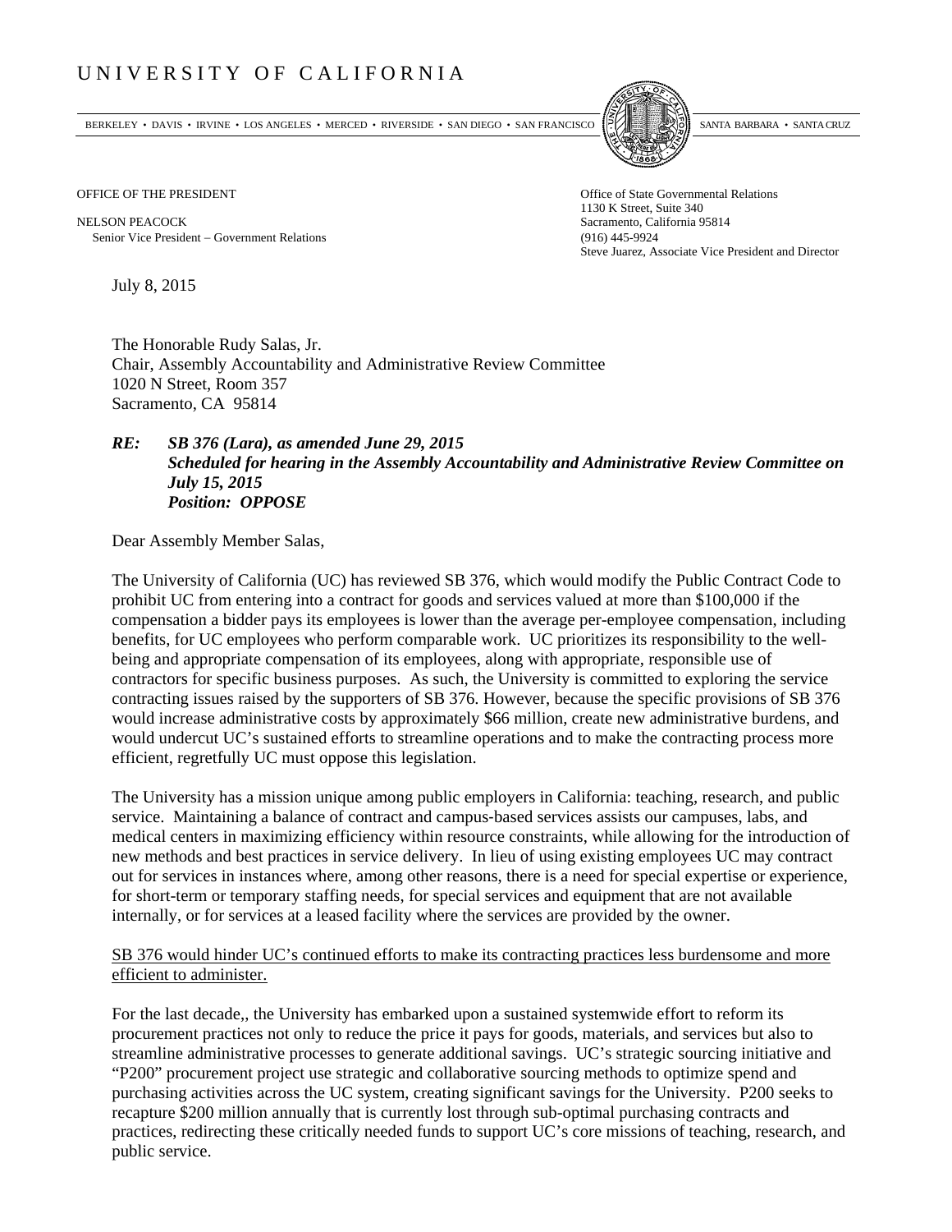# UNIVERSITY OF CALIFORNIA

BERKELEY • DAVIS • IRVINE • LOS ANGELES • MERCED • RIVERSIDE • SAN DIEGO • SAN FRANCISCO     SANTA BARBARA • SANTA CRUZ

OFFICE OF THE PRESIDENT

NELSON PEACOCK
Senior Vice President – Government Relations

Office of State Governmental Relations
1130 K Street, Suite 340
Sacramento, California 95814
(916) 445-9924
Steve Juarez, Associate Vice President and Director

July 8, 2015

The Honorable Rudy Salas, Jr.
Chair, Assembly Accountability and Administrative Review Committee
1020 N Street, Room 357
Sacramento, CA 95814

***RE: SB 376 (Lara), as amended June 29, 2015***
***Scheduled for hearing in the Assembly Accountability and Administrative Review Committee on July 15, 2015***
***Position: OPPOSE***

Dear Assembly Member Salas,

The University of California (UC) has reviewed SB 376, which would modify the Public Contract Code to prohibit UC from entering into a contract for goods and services valued at more than $100,000 if the compensation a bidder pays its employees is lower than the average per-employee compensation, including benefits, for UC employees who perform comparable work. UC prioritizes its responsibility to the well-being and appropriate compensation of its employees, along with appropriate, responsible use of contractors for specific business purposes. As such, the University is committed to exploring the service contracting issues raised by the supporters of SB 376. However, because the specific provisions of SB 376 would increase administrative costs by approximately $66 million, create new administrative burdens, and would undercut UC's sustained efforts to streamline operations and to make the contracting process more efficient, regretfully UC must oppose this legislation.

The University has a mission unique among public employers in California: teaching, research, and public service. Maintaining a balance of contract and campus-based services assists our campuses, labs, and medical centers in maximizing efficiency within resource constraints, while allowing for the introduction of new methods and best practices in service delivery. In lieu of using existing employees UC may contract out for services in instances where, among other reasons, there is a need for special expertise or experience, for short-term or temporary staffing needs, for special services and equipment that are not available internally, or for services at a leased facility where the services are provided by the owner.

<u>SB 376 would hinder UC's continued efforts to make its contracting practices less burdensome and more efficient to administer.</u>

For the last decade,, the University has embarked upon a sustained systemwide effort to reform its procurement practices not only to reduce the price it pays for goods, materials, and services but also to streamline administrative processes to generate additional savings. UC's strategic sourcing initiative and "P200" procurement project use strategic and collaborative sourcing methods to optimize spend and purchasing activities across the UC system, creating significant savings for the University. P200 seeks to recapture $200 million annually that is currently lost through sub-optimal purchasing contracts and practices, redirecting these critically needed funds to support UC's core missions of teaching, research, and public service.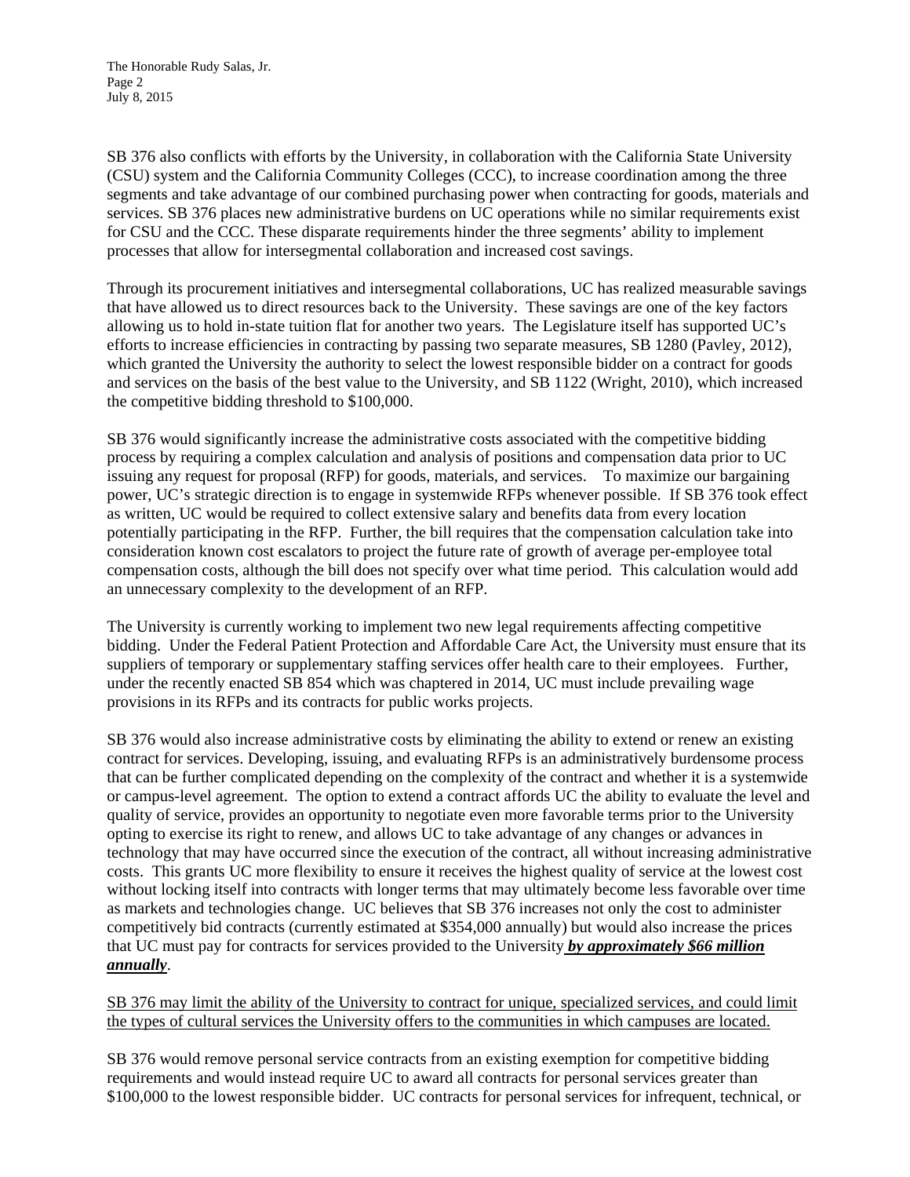SB 376 also conflicts with efforts by the University, in collaboration with the California State University (CSU) system and the California Community Colleges (CCC), to increase coordination among the three segments and take advantage of our combined purchasing power when contracting for goods, materials and services. SB 376 places new administrative burdens on UC operations while no similar requirements exist for CSU and the CCC. These disparate requirements hinder the three segments' ability to implement processes that allow for intersegmental collaboration and increased cost savings.

Through its procurement initiatives and intersegmental collaborations, UC has realized measurable savings that have allowed us to direct resources back to the University. These savings are one of the key factors allowing us to hold in-state tuition flat for another two years. The Legislature itself has supported UC's efforts to increase efficiencies in contracting by passing two separate measures, SB 1280 (Pavley, 2012), which granted the University the authority to select the lowest responsible bidder on a contract for goods and services on the basis of the best value to the University, and SB 1122 (Wright, 2010), which increased the competitive bidding threshold to $100,000.

SB 376 would significantly increase the administrative costs associated with the competitive bidding process by requiring a complex calculation and analysis of positions and compensation data prior to UC issuing any request for proposal (RFP) for goods, materials, and services. To maximize our bargaining power, UC's strategic direction is to engage in systemwide RFPs whenever possible. If SB 376 took effect as written, UC would be required to collect extensive salary and benefits data from every location potentially participating in the RFP. Further, the bill requires that the compensation calculation take into consideration known cost escalators to project the future rate of growth of average per-employee total compensation costs, although the bill does not specify over what time period. This calculation would add an unnecessary complexity to the development of an RFP.

The University is currently working to implement two new legal requirements affecting competitive bidding. Under the Federal Patient Protection and Affordable Care Act, the University must ensure that its suppliers of temporary or supplementary staffing services offer health care to their employees. Further, under the recently enacted SB 854 which was chaptered in 2014, UC must include prevailing wage provisions in its RFPs and its contracts for public works projects.

SB 376 would also increase administrative costs by eliminating the ability to extend or renew an existing contract for services. Developing, issuing, and evaluating RFPs is an administratively burdensome process that can be further complicated depending on the complexity of the contract and whether it is a systemwide or campus-level agreement. The option to extend a contract affords UC the ability to evaluate the level and quality of service, provides an opportunity to negotiate even more favorable terms prior to the University opting to exercise its right to renew, and allows UC to take advantage of any changes or advances in technology that may have occurred since the execution of the contract, all without increasing administrative costs. This grants UC more flexibility to ensure it receives the highest quality of service at the lowest cost without locking itself into contracts with longer terms that may ultimately become less favorable over time as markets and technologies change. UC believes that SB 376 increases not only the cost to administer competitively bid contracts (currently estimated at $354,000 annually) but would also increase the prices that UC must pay for contracts for services provided to the University ***by approximately $66 million annually***.

SB 376 may limit the ability of the University to contract for unique, specialized services, and could limit the types of cultural services the University offers to the communities in which campuses are located.

SB 376 would remove personal service contracts from an existing exemption for competitive bidding requirements and would instead require UC to award all contracts for personal services greater than $100,000 to the lowest responsible bidder. UC contracts for personal services for infrequent, technical, or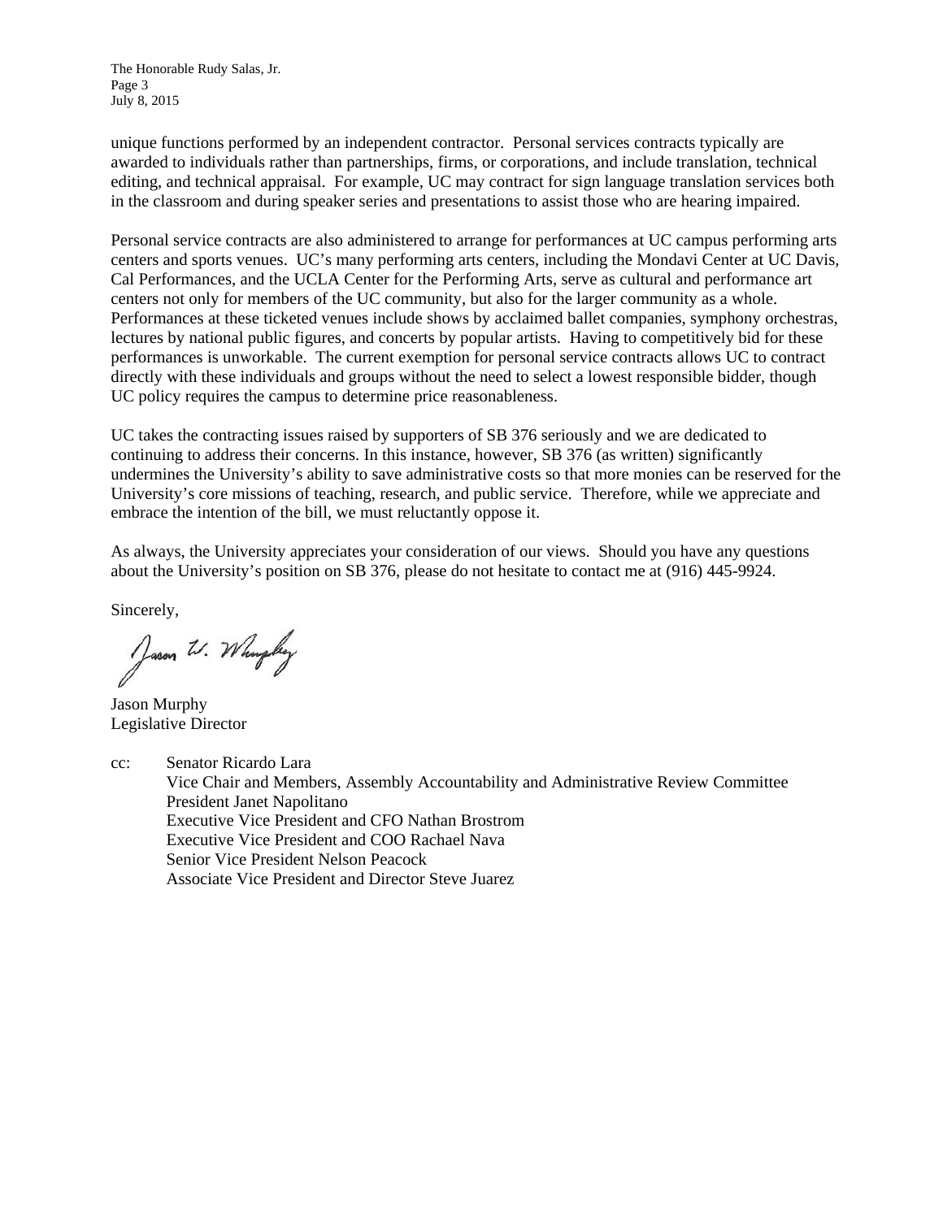unique functions performed by an independent contractor. Personal services contracts typically are awarded to individuals rather than partnerships, firms, or corporations, and include translation, technical editing, and technical appraisal. For example, UC may contract for sign language translation services both in the classroom and during speaker series and presentations to assist those who are hearing impaired.

Personal service contracts are also administered to arrange for performances at UC campus performing arts centers and sports venues. UC's many performing arts centers, including the Mondavi Center at UC Davis, Cal Performances, and the UCLA Center for the Performing Arts, serve as cultural and performance art centers not only for members of the UC community, but also for the larger community as a whole. Performances at these ticketed venues include shows by acclaimed ballet companies, symphony orchestras, lectures by national public figures, and concerts by popular artists. Having to competitively bid for these performances is unworkable. The current exemption for personal service contracts allows UC to contract directly with these individuals and groups without the need to select a lowest responsible bidder, though UC policy requires the campus to determine price reasonableness.

UC takes the contracting issues raised by supporters of SB 376 seriously and we are dedicated to continuing to address their concerns. In this instance, however, SB 376 (as written) significantly undermines the University's ability to save administrative costs so that more monies can be reserved for the University's core missions of teaching, research, and public service. Therefore, while we appreciate and embrace the intention of the bill, we must reluctantly oppose it.

As always, the University appreciates your consideration of our views. Should you have any questions about the University's position on SB 376, please do not hesitate to contact me at (916) 445-9924.

Sincerely,

Jason W. Murphy

Jason Murphy
Legislative Director

cc: Senator Ricardo Lara
Vice Chair and Members, Assembly Accountability and Administrative Review Committee
President Janet Napolitano
Executive Vice President and CFO Nathan Brostrom
Executive Vice President and COO Rachael Nava
Senior Vice President Nelson Peacock
Associate Vice President and Director Steve Juarez